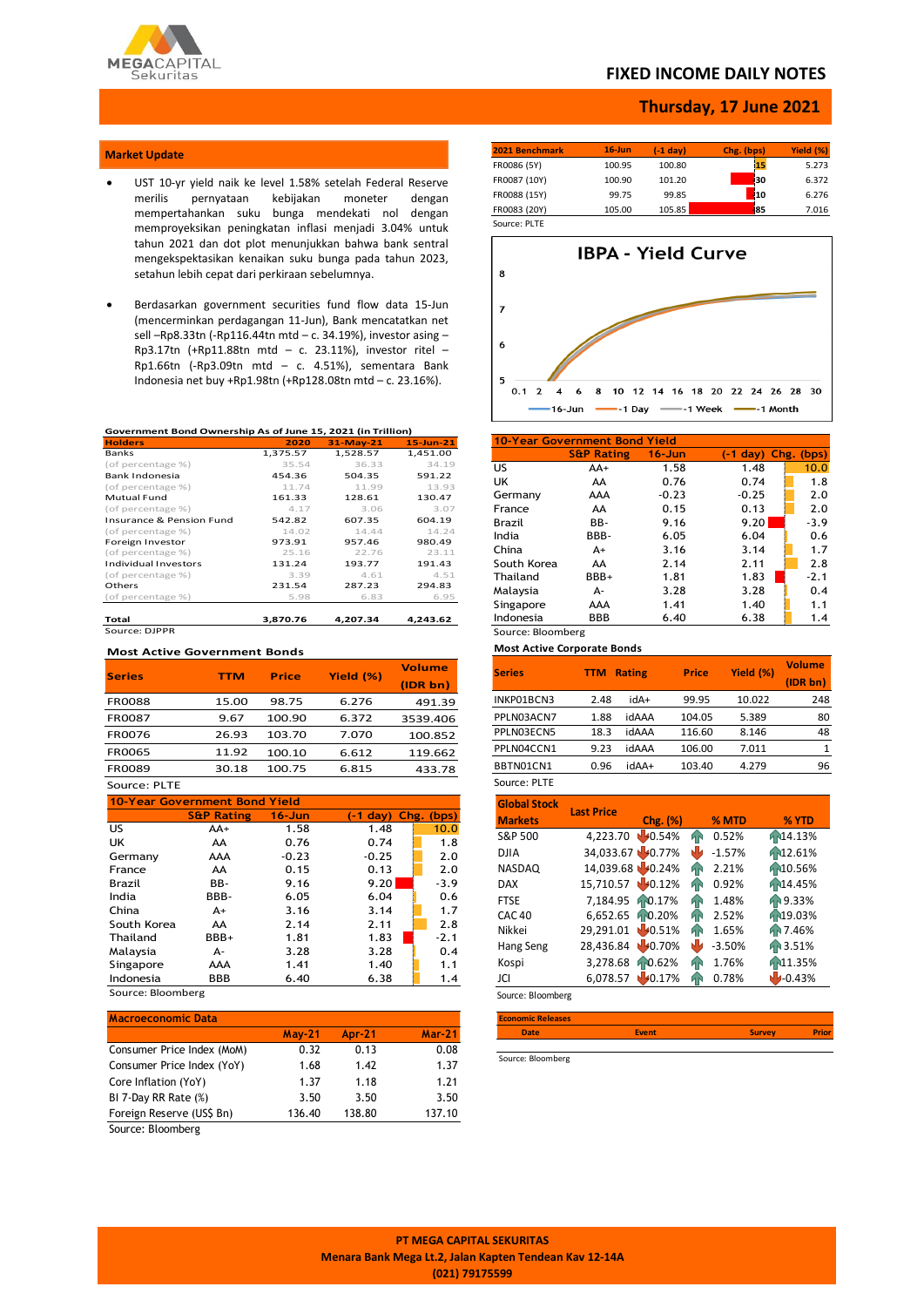# FIXED INCOME DAILY NOTES

## Thursday, 17 June 2021

### Market Update

- UST 10-yr yield naik ke level 1.58% setelah Federal Reserve merilis pernyataan kebijakan moneter dengan mempertahankan suku bunga mendekati nol dengan memproyeksikan peningkatan inflasi menjadi 3.04% untuk tahun 2021 dan dot plot menunjukkan bahwa bank sentral mengekspektasikan kenaikan suku bunga pada tahun 2023, setahun lebih cepat dari perkiraan sebelumnya.

- Berdasarkan government securities fund flow data 15-Jun (mencerminkan perdagangan 11-Jun), Bank mencatatkan net sell –Rp8.33tn (-Rp116.44tn mtd – c. 34.19%), investor asing – Rp3.17tn (+Rp11.88tn mtd – c. 23.11%), investor ritel – Rp1.66tn (-Rp3.09tn mtd – c. 4.51%), sementara Bank Indonesia net buy +Rp1.98tn (+Rp128.08tn mtd – c. 23.16%).

| 2021 Benchmark | 16-Jun | (-1 day) | Chg. (bps) | Yield (%) |
|---|---|---|---|---|
| FR0086 (5Y) | 100.95 | 100.80 | 15 | 5.273 |
| FR0087 (10Y) | 100.90 | 101.20 | 30 | 6.372 |
| FR0088 (15Y) | 99.75 | 99.85 | 10 | 6.276 |
| FR0083 (20Y) | 105.00 | 105.85 | 85 | 7.016 |

Source: PLTE

**IBPA - Yield Curve**

**Government Bond Ownership As of June 15, 2021 (in Trillion)**

| Holders | 2020 | 31-May-21 | 15-Jun-21 |
|---|---|---|---|
| Banks | 1,375.57 | 1,528.57 | 1,451.00 |
| (of percentage %) | 35.54 | 36.33 | 34.19 |
| Bank Indonesia | 454.36 | 504.35 | 591.22 |
| (of percentage %) | 11.74 | 11.99 | 13.93 |
| Mutual Fund | 161.33 | 128.61 | 130.47 |
| (of percentage %) | 4.17 | 3.06 | 3.07 |
| Insurance & Pension Fund | 542.82 | 607.35 | 604.19 |
| (of percentage %) | 14.02 | 14.44 | 14.24 |
| Foreign Investor | 973.91 | 957.46 | 980.49 |
| (of percentage %) | 25.16 | 22.76 | 23.11 |
| Individual Investors | 131.24 | 193.77 | 191.43 |
| (of percentage %) | 3.39 | 4.61 | 4.51 |
| Others | 231.54 | 287.23 | 294.83 |
| (of percentage %) | 5.98 | 6.83 | 6.95 |
| Total | 3,870.76 | 4,207.34 | 4,243.62 |

Source: DJPPR

**10-Year Government Bond Yield**

| | S&P Rating | 16-Jun | (-1 day) | Chg. (bps) |
|---|---|---|---|---|
| US | AA+ | 1.58 | 1.48 | 10.0 |
| UK | AA | 0.76 | 0.74 | 1.8 |
| Germany | AAA | -0.23 | -0.25 | 2.0 |
| France | AA | 0.15 | 0.13 | 2.0 |
| Brazil | BB- | 9.16 | 9.20 | -3.9 |
| India | BBB- | 6.05 | 6.04 | 0.6 |
| China | A+ | 3.16 | 3.14 | 1.7 |
| South Korea | AA | 2.14 | 2.11 | 2.8 |
| Thailand | BBB+ | 1.81 | 1.83 | -2.1 |
| Malaysia | A- | 3.28 | 3.28 | 0.4 |
| Singapore | AAA | 1.41 | 1.40 | 1.1 |
| Indonesia | BBB | 6.40 | 6.38 | 1.4 |

Source: Bloomberg

**Most Active Government Bonds**

| Series | TTM | Price | Yield (%) | Volume (IDR bn) |
|---|---|---|---|---|
| FR0088 | 15.00 | 98.75 | 6.276 | 491.39 |
| FR0087 | 9.67 | 100.90 | 6.372 | 3539.406 |
| FR0076 | 26.93 | 103.70 | 7.070 | 100.852 |
| FR0065 | 11.92 | 100.10 | 6.612 | 119.662 |
| FR0089 | 30.18 | 100.75 | 6.815 | 433.78 |

Source: PLTE

**Most Active Corporate Bonds**

| Series | TTM | Rating | Price | Yield (%) | Volume (IDR bn) |
|---|---|---|---|---|---|
| INKP01BCN3 | 2.48 | idA+ | 99.95 | 10.022 | 248 |
| PPLN03ACN7 | 1.88 | idAAA | 104.05 | 5.389 | 80 |
| PPLN03ECN5 | 18.3 | idAAA | 116.60 | 8.146 | 48 |
| PPLN04CCN1 | 9.23 | idAAA | 106.00 | 7.011 | 1 |
| BBTN01CN1 | 0.96 | idAA+ | 103.40 | 4.279 | 96 |

Source: PLTE

**Global Stock Markets**

| Global Stock Markets | Last Price | Chg. (%) | % MTD | % YTD |
|---|---|---|---|---|
| S&P 500 | 4,223.70 | 0.54% | 0.52% | 14.13% |
| DJIA | 34,033.67 | 0.77% | -1.57% | 12.61% |
| NASDAQ | 14,039.68 | 0.24% | 2.21% | 10.56% |
| DAX | 15,710.57 | 0.12% | 0.92% | 14.45% |
| FTSE | 7,184.95 | 0.17% | 1.48% | 9.33% |
| CAC 40 | 6,652.65 | 0.20% | 2.52% | 19.03% |
| Nikkei | 29,291.01 | 0.51% | 1.65% | 7.46% |
| Hang Seng | 28,436.84 | 0.70% | -3.50% | 3.51% |
| Kospi | 3,278.68 | 0.62% | 1.76% | 11.35% |
| JCI | 6,078.57 | 0.17% | 0.78% | -0.43% |

Source: Bloomberg

**Macroeconomic Data**

| | May-21 | Apr-21 | Mar-21 |
|---|---|---|---|
| Consumer Price Index (MoM) | 0.32 | 0.13 | 0.08 |
| Consumer Price Index (YoY) | 1.68 | 1.42 | 1.37 |
| Core Inflation (YoY) | 1.37 | 1.18 | 1.21 |
| BI 7-Day RR Rate (%) | 3.50 | 3.50 | 3.50 |
| Foreign Reserve (US$ Bn) | 136.40 | 138.80 | 137.10 |

Source: Bloomberg

**Economic Releases**

| Date | Event | Survey | Prior |
|---|---|---|---|

Source: Bloomberg

**PT MEGA CAPITAL SEKURITAS**
Menara Bank Mega Lt.2, Jalan Kapten Tendean Kav 12-14A
(021) 79175599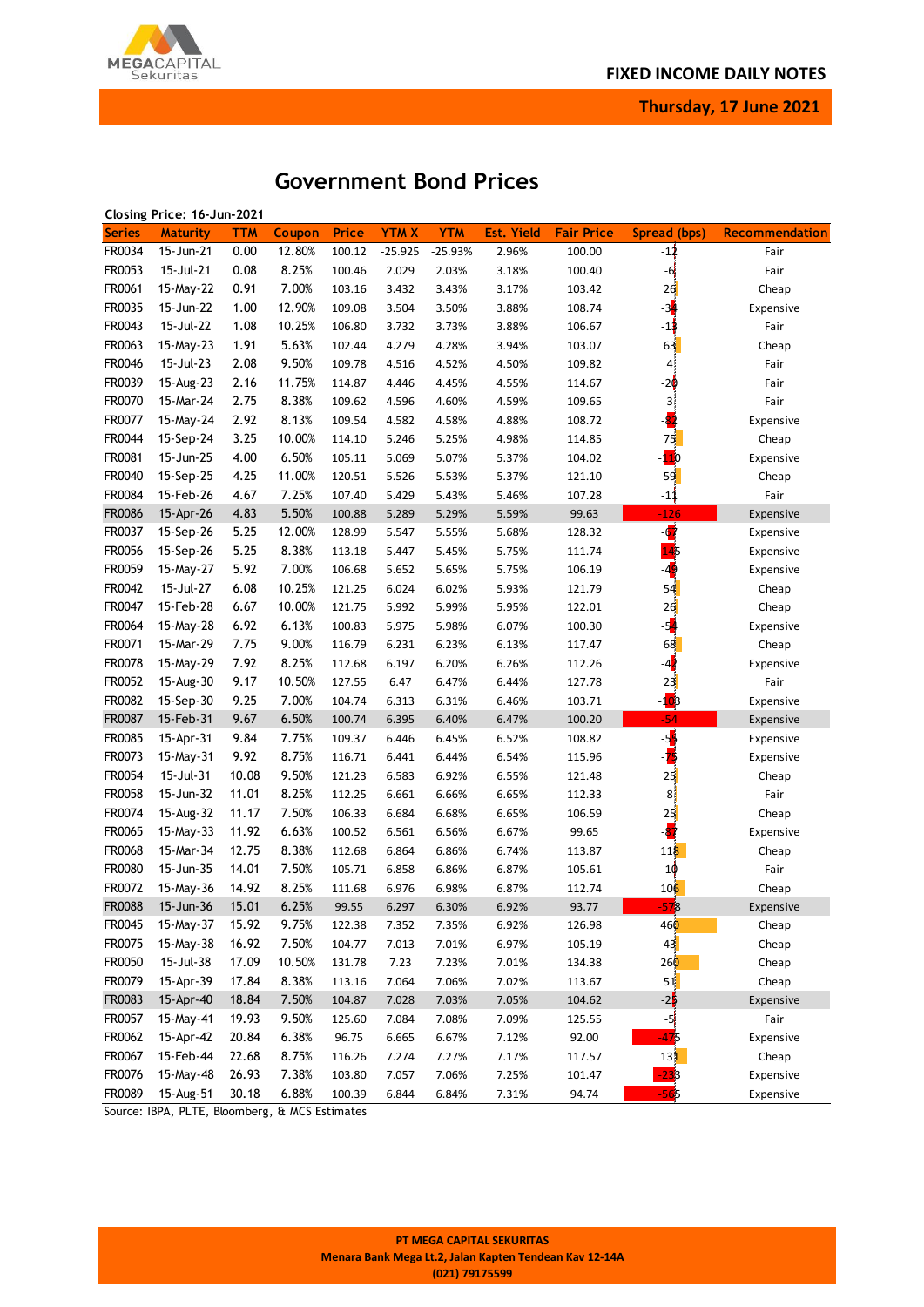# Government Bond Prices

Closing Price: 16-Jun-2021

| Series | Maturity | TTM | Coupon | Price | YTM X | YTM | Est. Yield | Fair Price | Spread (bps) | Recommendation |
|---|---|---|---|---|---|---|---|---|---|---|
| FR0034 | 15-Jun-21 | 0.00 | 12.80% | 100.12 | -25.925 | -25.93% | 2.96% | 100.00 | -12 | Fair |
| FR0053 | 15-Jul-21 | 0.08 | 8.25% | 100.46 | 2.029 | 2.03% | 3.18% | 100.40 | -6 | Fair |
| FR0061 | 15-May-22 | 0.91 | 7.00% | 103.16 | 3.432 | 3.43% | 3.17% | 103.42 | 26 | Cheap |
| FR0035 | 15-Jun-22 | 1.00 | 12.90% | 109.08 | 3.504 | 3.50% | 3.88% | 108.74 | -34 | Expensive |
| FR0043 | 15-Jul-22 | 1.08 | 10.25% | 106.80 | 3.732 | 3.73% | 3.88% | 106.67 | -13 | Fair |
| FR0063 | 15-May-23 | 1.91 | 5.63% | 102.44 | 4.279 | 4.28% | 3.94% | 103.07 | 63 | Cheap |
| FR0046 | 15-Jul-23 | 2.08 | 9.50% | 109.78 | 4.516 | 4.52% | 4.50% | 109.82 | 4 | Fair |
| FR0039 | 15-Aug-23 | 2.16 | 11.75% | 114.87 | 4.446 | 4.45% | 4.55% | 114.67 | -20 | Fair |
| FR0070 | 15-Mar-24 | 2.75 | 8.38% | 109.62 | 4.596 | 4.60% | 4.59% | 109.65 | 3 | Fair |
| FR0077 | 15-May-24 | 2.92 | 8.13% | 109.54 | 4.582 | 4.58% | 4.88% | 108.72 | -82 | Expensive |
| FR0044 | 15-Sep-24 | 3.25 | 10.00% | 114.10 | 5.246 | 5.25% | 4.98% | 114.85 | 75 | Cheap |
| FR0081 | 15-Jun-25 | 4.00 | 6.50% | 105.11 | 5.069 | 5.07% | 5.37% | 104.02 | -110 | Expensive |
| FR0040 | 15-Sep-25 | 4.25 | 11.00% | 120.51 | 5.526 | 5.53% | 5.37% | 121.10 | 59 | Cheap |
| FR0084 | 15-Feb-26 | 4.67 | 7.25% | 107.40 | 5.429 | 5.43% | 5.46% | 107.28 | -11 | Fair |
| FR0086 | 15-Apr-26 | 4.83 | 5.50% | 100.88 | 5.289 | 5.29% | 5.59% | 99.63 | -126 | Expensive |
| FR0037 | 15-Sep-26 | 5.25 | 12.00% | 128.99 | 5.547 | 5.55% | 5.68% | 128.32 | -67 | Expensive |
| FR0056 | 15-Sep-26 | 5.25 | 8.38% | 113.18 | 5.447 | 5.45% | 5.75% | 111.74 | -145 | Expensive |
| FR0059 | 15-May-27 | 5.92 | 7.00% | 106.68 | 5.652 | 5.65% | 5.75% | 106.19 | -49 | Expensive |
| FR0042 | 15-Jul-27 | 6.08 | 10.25% | 121.25 | 6.024 | 6.02% | 5.93% | 121.79 | 54 | Cheap |
| FR0047 | 15-Feb-28 | 6.67 | 10.00% | 121.75 | 5.992 | 5.99% | 5.95% | 122.01 | 26 | Cheap |
| FR0064 | 15-May-28 | 6.92 | 6.13% | 100.83 | 5.975 | 5.98% | 6.07% | 100.30 | -54 | Expensive |
| FR0071 | 15-Mar-29 | 7.75 | 9.00% | 116.79 | 6.231 | 6.23% | 6.13% | 117.47 | 68 | Cheap |
| FR0078 | 15-May-29 | 7.92 | 8.25% | 112.68 | 6.197 | 6.20% | 6.26% | 112.26 | -42 | Expensive |
| FR0052 | 15-Aug-30 | 9.17 | 10.50% | 127.55 | 6.47 | 6.47% | 6.44% | 127.78 | 23 | Fair |
| FR0082 | 15-Sep-30 | 9.25 | 7.00% | 104.74 | 6.313 | 6.31% | 6.46% | 103.71 | -103 | Expensive |
| FR0087 | 15-Feb-31 | 9.67 | 6.50% | 100.74 | 6.395 | 6.40% | 6.47% | 100.20 | -54 | Expensive |
| FR0085 | 15-Apr-31 | 9.84 | 7.75% | 109.37 | 6.446 | 6.45% | 6.52% | 108.82 | -55 | Expensive |
| FR0073 | 15-May-31 | 9.92 | 8.75% | 116.71 | 6.441 | 6.44% | 6.54% | 115.96 | -75 | Expensive |
| FR0054 | 15-Jul-31 | 10.08 | 9.50% | 121.23 | 6.583 | 6.92% | 6.55% | 121.48 | 25 | Cheap |
| FR0058 | 15-Jun-32 | 11.01 | 8.25% | 112.25 | 6.661 | 6.66% | 6.65% | 112.33 | 8 | Fair |
| FR0074 | 15-Aug-32 | 11.17 | 7.50% | 106.33 | 6.684 | 6.68% | 6.65% | 106.59 | 25 | Cheap |
| FR0065 | 15-May-33 | 11.92 | 6.63% | 100.52 | 6.561 | 6.56% | 6.67% | 99.65 | -87 | Expensive |
| FR0068 | 15-Mar-34 | 12.75 | 8.38% | 112.68 | 6.864 | 6.86% | 6.74% | 113.87 | 118 | Cheap |
| FR0080 | 15-Jun-35 | 14.01 | 7.50% | 105.71 | 6.858 | 6.86% | 6.87% | 105.61 | -10 | Fair |
| FR0072 | 15-May-36 | 14.92 | 8.25% | 111.68 | 6.976 | 6.98% | 6.87% | 112.74 | 106 | Cheap |
| FR0088 | 15-Jun-36 | 15.01 | 6.25% | 99.55 | 6.297 | 6.30% | 6.92% | 93.77 | -578 | Expensive |
| FR0045 | 15-May-37 | 15.92 | 9.75% | 122.38 | 7.352 | 7.35% | 6.92% | 126.98 | 460 | Cheap |
| FR0075 | 15-May-38 | 16.92 | 7.50% | 104.77 | 7.013 | 7.01% | 6.97% | 105.19 | 43 | Cheap |
| FR0050 | 15-Jul-38 | 17.09 | 10.50% | 131.78 | 7.23 | 7.23% | 7.01% | 134.38 | 260 | Cheap |
| FR0079 | 15-Apr-39 | 17.84 | 8.38% | 113.16 | 7.064 | 7.06% | 7.02% | 113.67 | 51 | Cheap |
| FR0083 | 15-Apr-40 | 18.84 | 7.50% | 104.87 | 7.028 | 7.03% | 7.05% | 104.62 | -25 | Expensive |
| FR0057 | 15-May-41 | 19.93 | 9.50% | 125.60 | 7.084 | 7.08% | 7.09% | 125.55 | -5 | Fair |
| FR0062 | 15-Apr-42 | 20.84 | 6.38% | 96.75 | 6.665 | 6.67% | 7.12% | 92.00 | -475 | Expensive |
| FR0067 | 15-Feb-44 | 22.68 | 8.75% | 116.26 | 7.274 | 7.27% | 7.17% | 117.57 | 131 | Cheap |
| FR0076 | 15-May-48 | 26.93 | 7.38% | 103.80 | 7.057 | 7.06% | 7.25% | 101.47 | -233 | Expensive |
| FR0089 | 15-Aug-51 | 30.18 | 6.88% | 100.39 | 6.844 | 6.84% | 7.31% | 94.74 | -565 | Expensive |

Source: IBPA, PLTE, Bloomberg, & MCS Estimates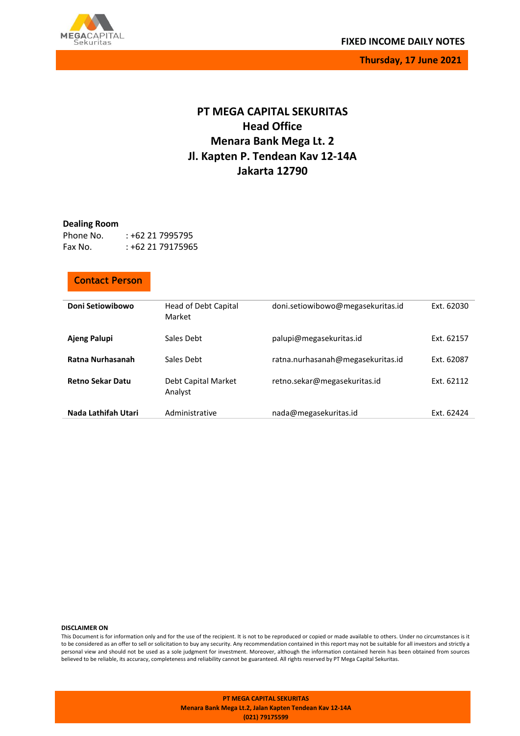# PT MEGA CAPITAL SEKURITAS
## Head Office
## Menara Bank Mega Lt. 2
## Jl. Kapten P. Tendean Kav 12-14A
## Jakarta 12790

**Dealing Room**
Phone No. : +62 21 7995795
Fax No. : +62 21 79175965

## Contact Person

| | | | |
|---|---|---|---|
| **Doni Setiowibowo** | Head of Debt Capital Market | doni.setiowibowo@megasekuritas.id | Ext. 62030 |
| **Ajeng Palupi** | Sales Debt | palupi@megasekuritas.id | Ext. 62157 |
| **Ratna Nurhasanah** | Sales Debt | ratna.nurhasanah@megasekuritas.id | Ext. 62087 |
| **Retno Sekar Datu** | Debt Capital Market Analyst | retno.sekar@megasekuritas.id | Ext. 62112 |
| **Nada Lathifah Utari** | Administrative | nada@megasekuritas.id | Ext. 62424 |

**DISCLAIMER ON**
This Document is for information only and for the use of the recipient. It is not to be reproduced or copied or made available to others. Under no circumstances is it to be considered as an offer to sell or solicitation to buy any security. Any recommendation contained in this report may not be suitable for all investors and strictly a personal view and should not be used as a sole judgment for investment. Moreover, although the information contained herein has been obtained from sources believed to be reliable, its accuracy, completeness and reliability cannot be guaranteed. All rights reserved by PT Mega Capital Sekuritas.

**PT MEGA CAPITAL SEKURITAS**
**Menara Bank Mega Lt.2, Jalan Kapten Tendean Kav 12-14A**
**(021) 79175599**